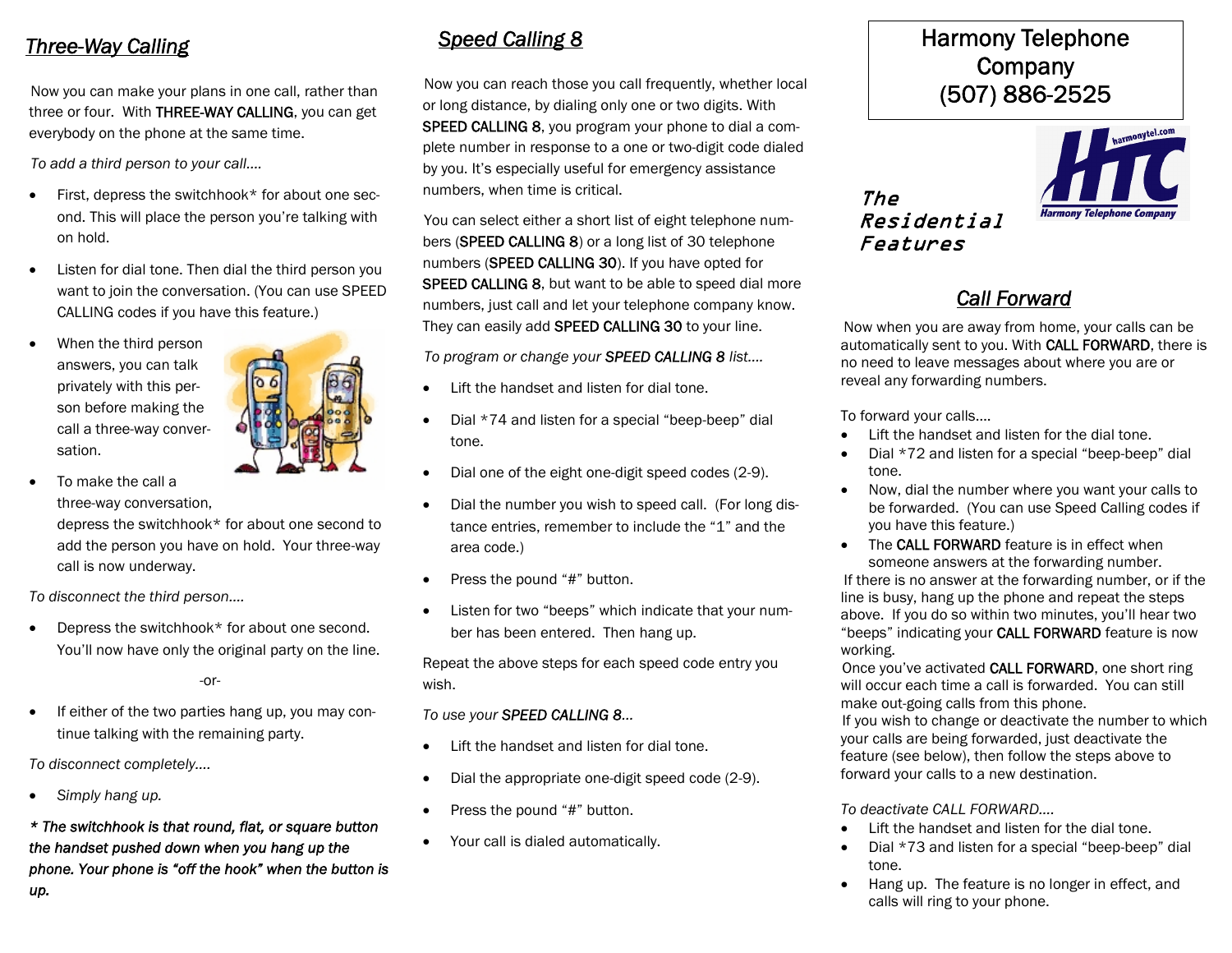## *Three-Way Calling*

Now you can make your plans in one call, rather than three or four. With THREE-WAY CALLING, you can get everybody on the phone at the same time.

*To add a third person to your call….*

- First, depress the switchhook* for about one second. This will place the person you're talking with on hold.
- Listen for dial tone. Then dial the third person you want to join the conversation. (You can use SPEED CALLING codes if you have this feature.)
- When the third person answers, you can talk privately with this person before making the call a three-way conversation.
- To make the call a three-way conversation, depress the switchhook* for about one second to add the person you have on hold. Your three-way call is now underway.

*To disconnect the third person….*

- Depress the switchhook* for about one second. You'll now have only the original party on the line.

-or-

- If either of the two parties hang up, you may continue talking with the remaining party.

*To disconnect completely….*

- *Simply hang up.*

***** The switchhook is that round, flat, or square button the handset pushed down when you hang up the phone. Your phone is "off the hook" when the button is up.***

## *Speed Calling 8*

Now you can reach those you call frequently, whether local or long distance, by dialing only one or two digits. With SPEED CALLING 8, you program your phone to dial a complete number in response to a one or two-digit code dialed by you. It's especially useful for emergency assistance numbers, when time is critical.

You can select either a short list of eight telephone numbers (SPEED CALLING 8) or a long list of 30 telephone numbers (SPEED CALLING 30). If you have opted for SPEED CALLING 8, but want to be able to speed dial more numbers, just call and let your telephone company know. They can easily add SPEED CALLING 30 to your line.

*To program or change your SPEED CALLING 8 list….*

- Lift the handset and listen for dial tone.
- Dial *74 and listen for a special "beep-beep" dial tone.
- Dial one of the eight one-digit speed codes (2-9).
- Dial the number you wish to speed call. (For long distance entries, remember to include the "1" and the area code.)
- Press the pound "#" button.
- Listen for two "beeps" which indicate that your number has been entered. Then hang up.

Repeat the above steps for each speed code entry you wish.

*To use your SPEED CALLING 8…*

- Lift the handset and listen for dial tone.
- Dial the appropriate one-digit speed code (2-9).
- Press the pound "#" button.
- Your call is dialed automatically.

# Harmony Telephone Company
# (507) 886-2525

harmonytel.com
HTC
Harmony Telephone Company

*The Residential Features*

## *Call Forward*

Now when you are away from home, your calls can be automatically sent to you. With CALL FORWARD, there is no need to leave messages about where you are or reveal any forwarding numbers.

To forward your calls….

- Lift the handset and listen for the dial tone.
- Dial *72 and listen for a special "beep-beep" dial tone.
- Now, dial the number where you want your calls to be forwarded. (You can use Speed Calling codes if you have this feature.)
- The CALL FORWARD feature is in effect when someone answers at the forwarding number.

If there is no answer at the forwarding number, or if the line is busy, hang up the phone and repeat the steps above. If you do so within two minutes, you'll hear two "beeps" indicating your CALL FORWARD feature is now working.

Once you've activated CALL FORWARD, one short ring will occur each time a call is forwarded. You can still make out-going calls from this phone.

If you wish to change or deactivate the number to which your calls are being forwarded, just deactivate the feature (see below), then follow the steps above to forward your calls to a new destination.

*To deactivate CALL FORWARD….*

- Lift the handset and listen for the dial tone.
- Dial *73 and listen for a special "beep-beep" dial tone.
- Hang up. The feature is no longer in effect, and calls will ring to your phone.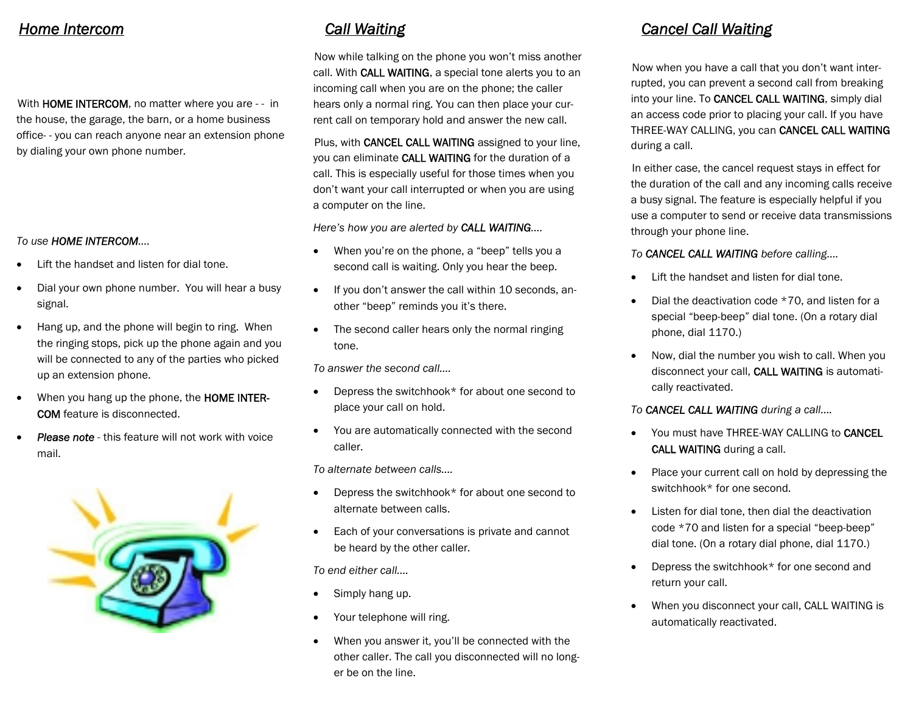## *Home Intercom*

With **HOME INTERCOM**, no matter where you are - - in the house, the garage, the barn, or a home business office- - you can reach anyone near an extension phone by dialing your own phone number.

*To use HOME INTERCOM….*

- Lift the handset and listen for dial tone.
- Dial your own phone number. You will hear a busy signal.
- Hang up, and the phone will begin to ring. When the ringing stops, pick up the phone again and you will be connected to any of the parties who picked up an extension phone.
- When you hang up the phone, the **HOME INTERCOM** feature is disconnected.
- ***Please note*** - this feature will not work with voice mail.

## *Call Waiting*

Now while talking on the phone you won't miss another call. With **CALL WAITING**, a special tone alerts you to an incoming call when you are on the phone; the caller hears only a normal ring. You can then place your current call on temporary hold and answer the new call.

Plus, with **CANCEL CALL WAITING** assigned to your line, you can eliminate **CALL WAITING** for the duration of a call. This is especially useful for those times when you don't want your call interrupted or when you are using a computer on the line.

*Here's how you are alerted by CALL WAITING….*

- When you're on the phone, a "beep" tells you a second call is waiting. Only you hear the beep.
- If you don't answer the call within 10 seconds, another "beep" reminds you it's there.
- The second caller hears only the normal ringing tone.

*To answer the second call….*

- Depress the switchhook* for about one second to place your call on hold.
- You are automatically connected with the second caller.

*To alternate between calls….*

- Depress the switchhook* for about one second to alternate between calls.
- Each of your conversations is private and cannot be heard by the other caller.

*To end either call….*

- Simply hang up.
- Your telephone will ring.
- When you answer it, you'll be connected with the other caller. The call you disconnected will no longer be on the line.

## *Cancel Call Waiting*

Now when you have a call that you don't want interrupted, you can prevent a second call from breaking into your line. To **CANCEL CALL WAITING**, simply dial an access code prior to placing your call. If you have THREE-WAY CALLING, you can **CANCEL CALL WAITING** during a call.

In either case, the cancel request stays in effect for the duration of the call and any incoming calls receive a busy signal. The feature is especially helpful if you use a computer to send or receive data transmissions through your phone line.

*To CANCEL CALL WAITING before calling….*

- Lift the handset and listen for dial tone.
- Dial the deactivation code *70, and listen for a special "beep-beep" dial tone. (On a rotary dial phone, dial 1170.)
- Now, dial the number you wish to call. When you disconnect your call, **CALL WAITING** is automatically reactivated.

*To CANCEL CALL WAITING during a call….*

- You must have THREE-WAY CALLING to **CANCEL CALL WAITING** during a call.
- Place your current call on hold by depressing the switchhook* for one second.
- Listen for dial tone, then dial the deactivation code *70 and listen for a special "beep-beep" dial tone. (On a rotary dial phone, dial 1170.)
- Depress the switchhook* for one second and return your call.
- When you disconnect your call, CALL WAITING is automatically reactivated.